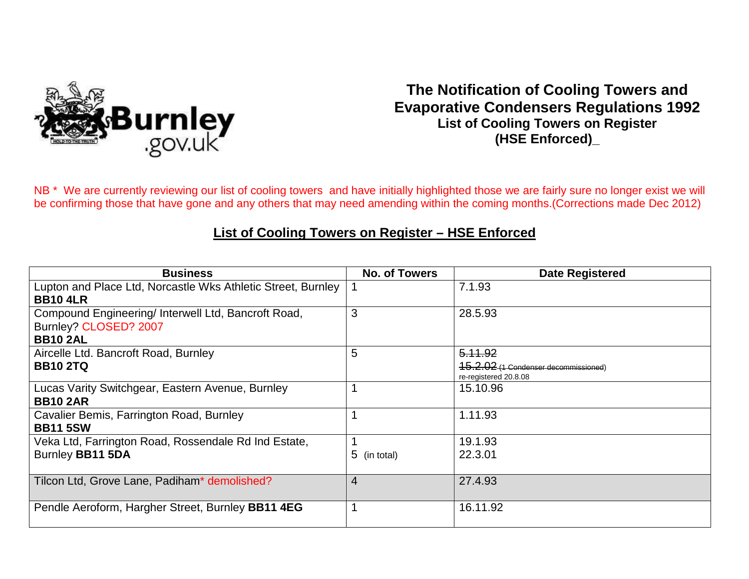Burnley .gov.uk

# The Notification of Cooling Towers and Evaporative Condensers Regulations 1992

### List of Cooling Towers on Register (HSE Enforced)_

NB * We are currently reviewing our list of cooling towers and have initially highlighted those we are fairly sure no longer exist we will be confirming those that have gone and any others that may need amending within the coming months.(Corrections made Dec 2012)

## List of Cooling Towers on Register – HSE Enforced

| Business | No. of Towers | Date Registered |
|---|---|---|
| Lupton and Place Ltd, Norcastle Wks Athletic Street, Burnley **BB10 4LR** | 1 | 7.1.93 |
| Compound Engineering/ Interwell Ltd, Bancroft Road, Burnley? CLOSED? 2007 **BB10 2AL** | 3 | 28.5.93 |
| Aircelle Ltd. Bancroft Road, Burnley **BB10 2TQ** | 5 | ~~5.11.92~~ ~~15.2.02 (1 Condenser decommissioned)~~ re-registered 20.8.08 |
| Lucas Varity Switchgear, Eastern Avenue, Burnley **BB10 2AR** | 1 | 15.10.96 |
| Cavalier Bemis, Farrington Road, Burnley **BB11 5SW** | 1 | 1.11.93 |
| Veka Ltd, Farrington Road, Rossendale Rd Ind Estate, Burnley **BB11 5DA** | 1<br>5 (in total) | 19.1.93<br>22.3.01 |
| Tilcon Ltd, Grove Lane, Padiham* demolished? | 4 | 27.4.93 |
| Pendle Aeroform, Hargher Street, Burnley **BB11 4EG** | 1 | 16.11.92 |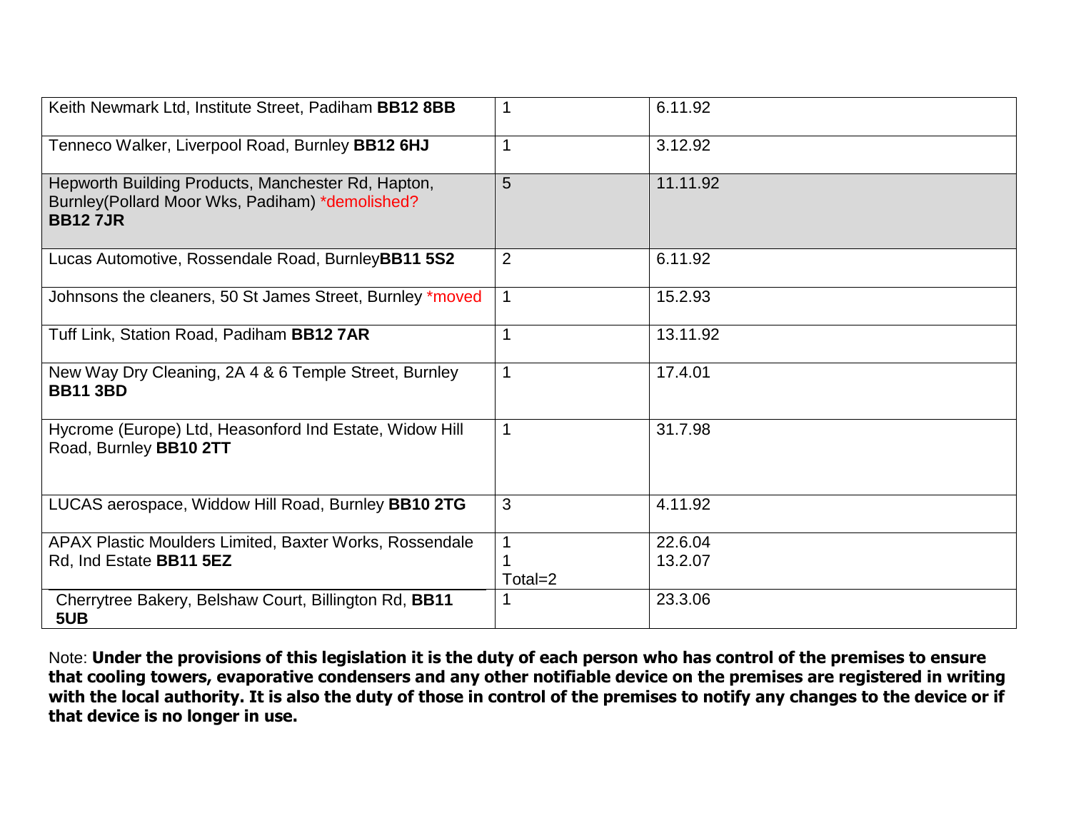| | | |
|---|---|---|
| Keith Newmark Ltd, Institute Street, Padiham **BB12 8BB** | 1 | 6.11.92 |
| Tenneco Walker, Liverpool Road, Burnley **BB12 6HJ** | 1 | 3.12.92 |
| Hepworth Building Products, Manchester Rd, Hapton, Burnley(Pollard Moor Wks, Padiham) *demolished? **BB12 7JR** | 5 | 11.11.92 |
| Lucas Automotive, Rossendale Road, Burnley**BB11 5S2** | 2 | 6.11.92 |
| Johnsons the cleaners, 50 St James Street, Burnley *moved | 1 | 15.2.93 |
| Tuff Link, Station Road, Padiham **BB12 7AR** | 1 | 13.11.92 |
| New Way Dry Cleaning, 2A 4 & 6 Temple Street, Burnley **BB11 3BD** | 1 | 17.4.01 |
| Hycrome (Europe) Ltd, Heasonford Ind Estate, Widow Hill Road, Burnley **BB10 2TT** | 1 | 31.7.98 |
| LUCAS aerospace, Widdow Hill Road, Burnley **BB10 2TG** | 3 | 4.11.92 |
| APAX Plastic Moulders Limited, Baxter Works, Rossendale Rd, Ind Estate **BB11 5EZ** | 1<br>1<br>Total=2 | 22.6.04<br>13.2.07 |
| Cherrytree Bakery, Belshaw Court, Billington Rd, **BB11 5UB** | 1 | 23.3.06 |

Note: **Under the provisions of this legislation it is the duty of each person who has control of the premises to ensure that cooling towers, evaporative condensers and any other notifiable device on the premises are registered in writing with the local authority. It is also the duty of those in control of the premises to notify any changes to the device or if that device is no longer in use.**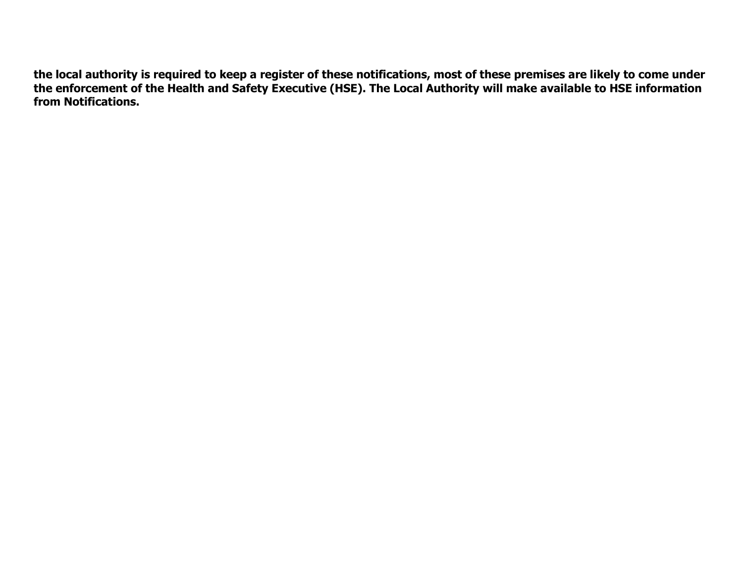**the local authority is required to keep a register of these notifications, most of these premises are likely to come under the enforcement of the Health and Safety Executive (HSE). The Local Authority will make available to HSE information from Notifications.**